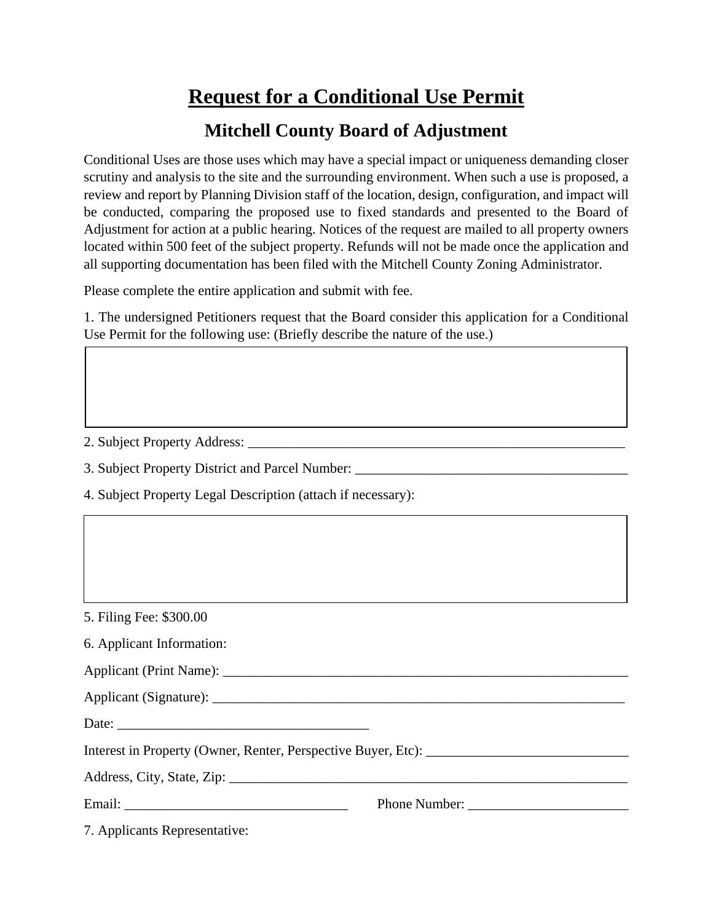# Request for a Conditional Use Permit

## Mitchell County Board of Adjustment

Conditional Uses are those uses which may have a special impact or uniqueness demanding closer scrutiny and analysis to the site and the surrounding environment. When such a use is proposed, a review and report by Planning Division staff of the location, design, configuration, and impact will be conducted, comparing the proposed use to fixed standards and presented to the Board of Adjustment for action at a public hearing. Notices of the request are mailed to all property owners located within 500 feet of the subject property. Refunds will not be made once the application and all supporting documentation has been filed with the Mitchell County Zoning Administrator.

Please complete the entire application and submit with fee.

1. The undersigned Petitioners request that the Board consider this application for a Conditional Use Permit for the following use: (Briefly describe the nature of the use.)

| |
|---|
| |

2. Subject Property Address: ___________________________________________________________

3. Subject Property District and Parcel Number: ________________________________________

4. Subject Property Legal Description (attach if necessary):

| |
|---|
| |

5. Filing Fee: $300.00

6. Applicant Information:

Applicant (Print Name): ______________________________________________________________

Applicant (Signature): _______________________________________________________________

Date: _____________________________________

Interest in Property (Owner, Renter, Perspective Buyer, Etc): _____________________________

Address, City, State, Zip: _____________________________________________________________

Email: ________________________________ Phone Number: _______________________

7. Applicants Representative: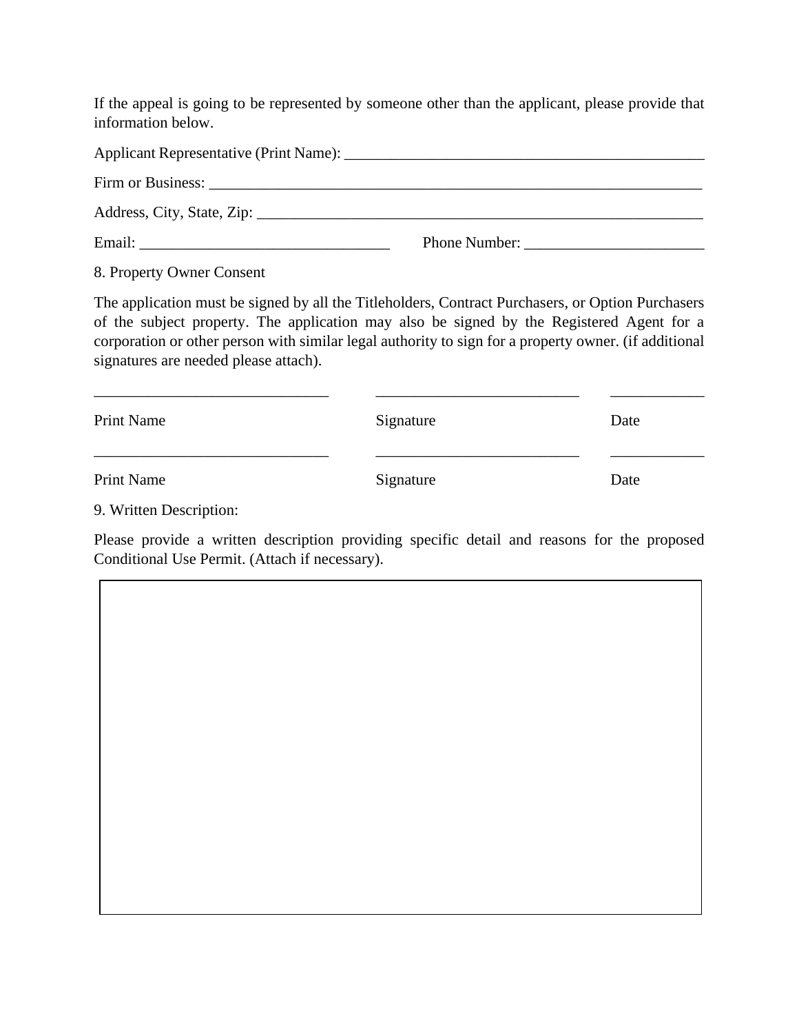If the appeal is going to be represented by someone other than the applicant, please provide that information below.

Applicant Representative (Print Name): ______________________________________________

Firm or Business: ______________________________________________________________

Address, City, State, Zip: _________________________________________________________

Email: ________________________________ Phone Number: _______________________

8. Property Owner Consent

The application must be signed by all the Titleholders, Contract Purchasers, or Option Purchasers of the subject property. The application may also be signed by the Registered Agent for a corporation or other person with similar legal authority to sign for a property owner. (if additional signatures are needed please attach).

| ______________________________ | __________________________ | ____________ |
|---|---|---|
| Print Name | Signature | Date |
| ______________________________ | __________________________ | ____________ |
| Print Name | Signature | Date |

9. Written Description:

Please provide a written description providing specific detail and reasons for the proposed Conditional Use Permit. (Attach if necessary).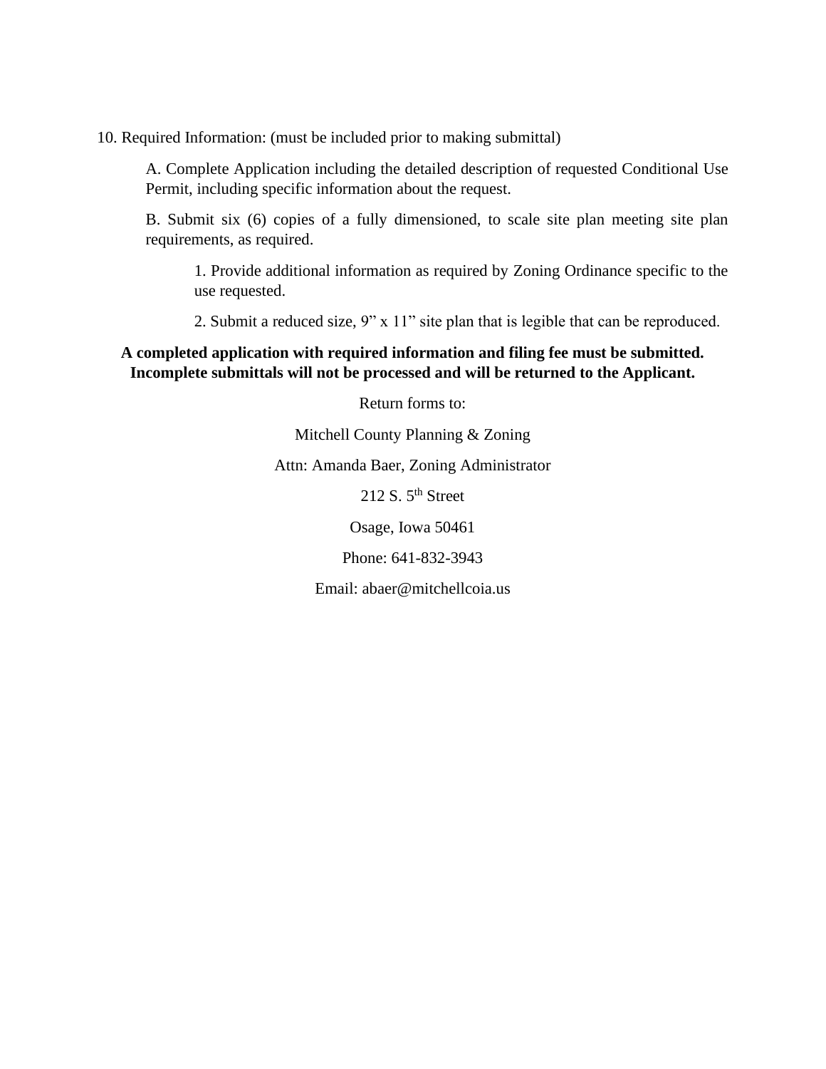10. Required Information: (must be included prior to making submittal)

    A. Complete Application including the detailed description of requested Conditional Use Permit, including specific information about the request.

    B. Submit six (6) copies of a fully dimensioned, to scale site plan meeting site plan requirements, as required.

       1. Provide additional information as required by Zoning Ordinance specific to the use requested.

       2. Submit a reduced size, 9" x 11" site plan that is legible that can be reproduced.

**A completed application with required information and filing fee must be submitted. Incomplete submittals will not be processed and will be returned to the Applicant.**

Return forms to:

Mitchell County Planning & Zoning

Attn: Amanda Baer, Zoning Administrator

212 S. 5th Street

Osage, Iowa 50461

Phone: 641-832-3943

Email: abaer@mitchellcoia.us